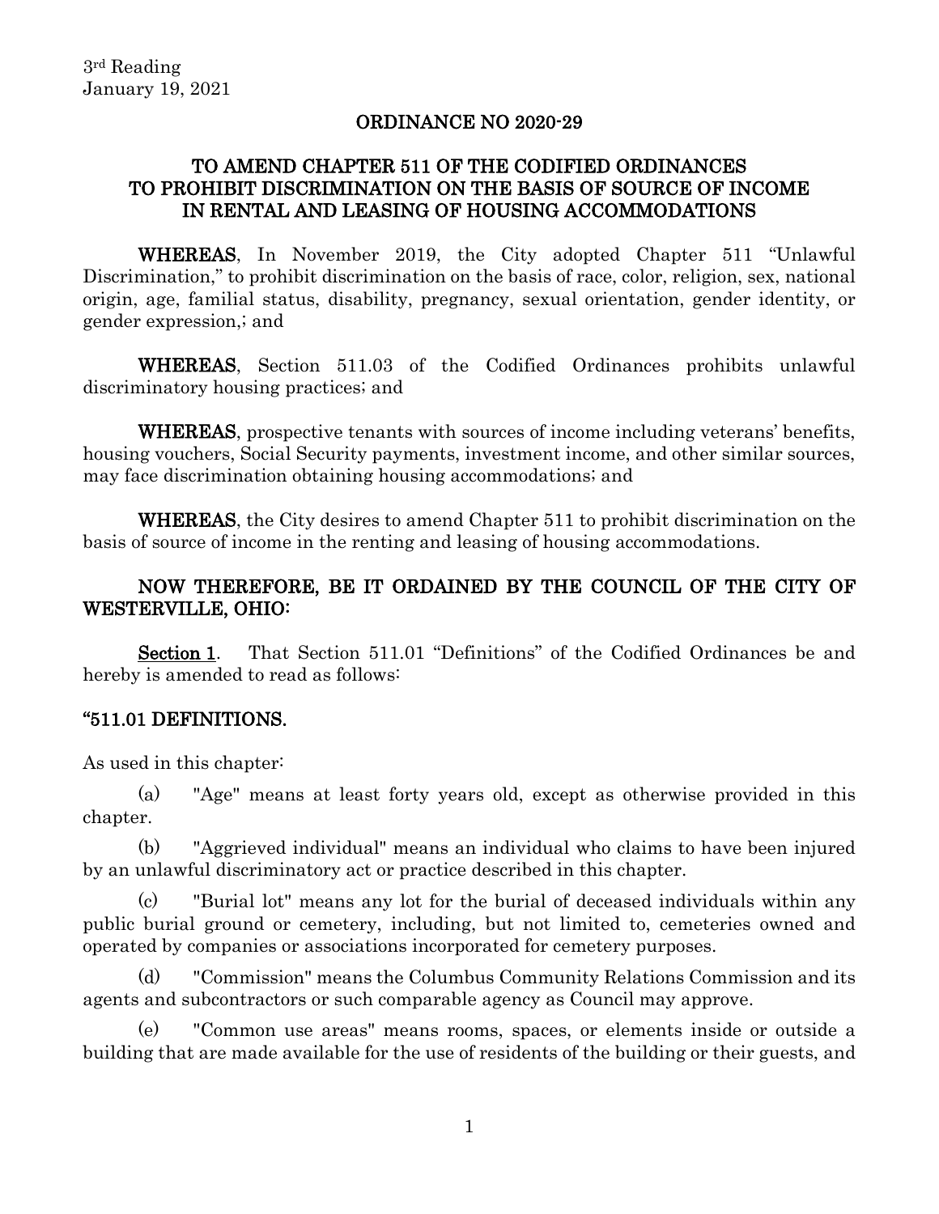3rd Reading
January 19, 2021

## ORDINANCE NO 2020-29

## TO AMEND CHAPTER 511 OF THE CODIFIED ORDINANCES TO PROHIBIT DISCRIMINATION ON THE BASIS OF SOURCE OF INCOME IN RENTAL AND LEASING OF HOUSING ACCOMMODATIONS

**WHEREAS**, In November 2019, the City adopted Chapter 511 "Unlawful Discrimination," to prohibit discrimination on the basis of race, color, religion, sex, national origin, age, familial status, disability, pregnancy, sexual orientation, gender identity, or gender expression,; and

**WHEREAS**, Section 511.03 of the Codified Ordinances prohibits unlawful discriminatory housing practices; and

**WHEREAS**, prospective tenants with sources of income including veterans' benefits, housing vouchers, Social Security payments, investment income, and other similar sources, may face discrimination obtaining housing accommodations; and

**WHEREAS**, the City desires to amend Chapter 511 to prohibit discrimination on the basis of source of income in the renting and leasing of housing accommodations.

**NOW THEREFORE, BE IT ORDAINED BY THE COUNCIL OF THE CITY OF WESTERVILLE, OHIO:**

**Section 1**. That Section 511.01 "Definitions" of the Codified Ordinances be and hereby is amended to read as follows:

**"511.01 DEFINITIONS.**

As used in this chapter:

(a) "Age" means at least forty years old, except as otherwise provided in this chapter.

(b) "Aggrieved individual" means an individual who claims to have been injured by an unlawful discriminatory act or practice described in this chapter.

(c) "Burial lot" means any lot for the burial of deceased individuals within any public burial ground or cemetery, including, but not limited to, cemeteries owned and operated by companies or associations incorporated for cemetery purposes.

(d) "Commission" means the Columbus Community Relations Commission and its agents and subcontractors or such comparable agency as Council may approve.

(e) "Common use areas" means rooms, spaces, or elements inside or outside a building that are made available for the use of residents of the building or their guests, and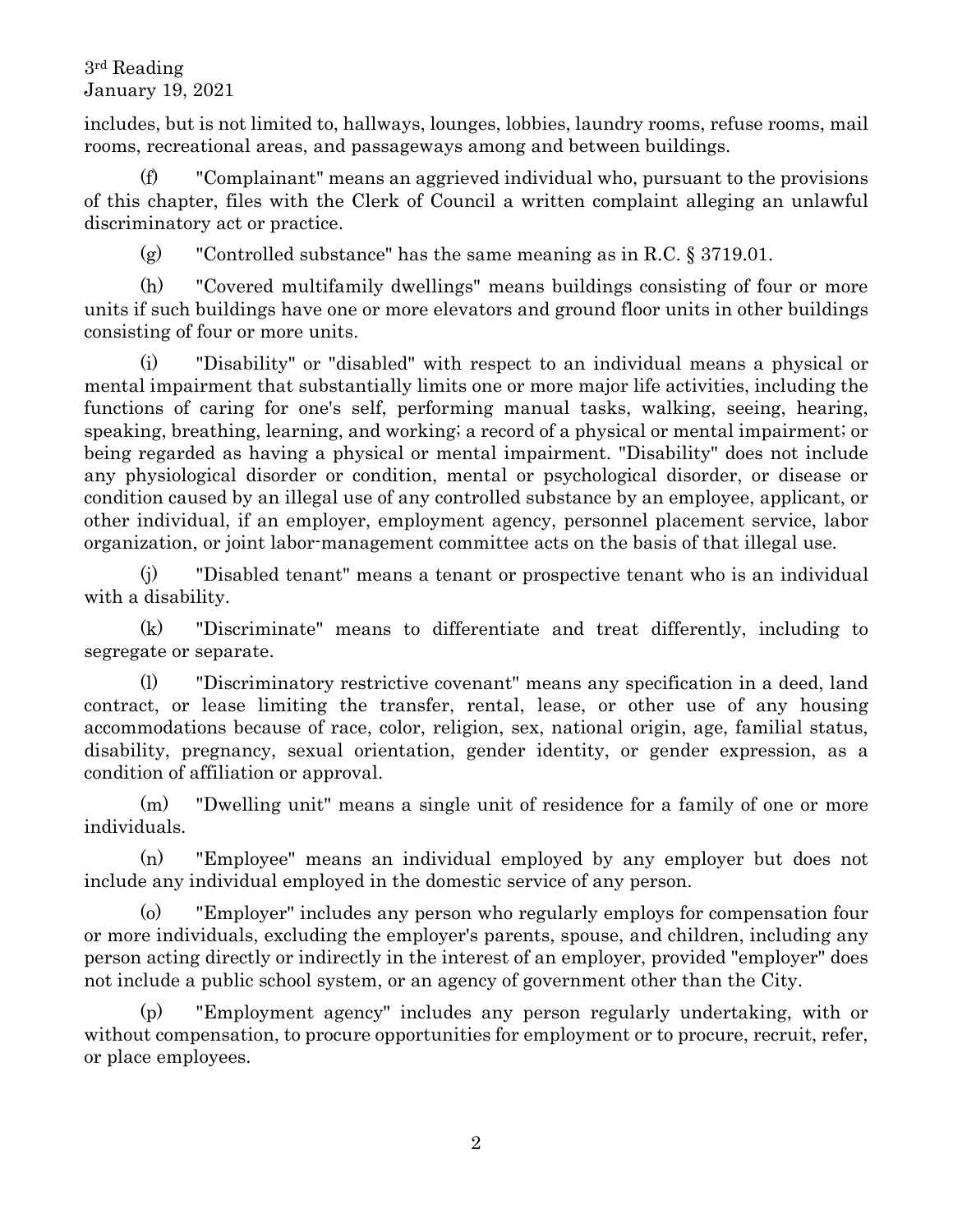includes, but is not limited to, hallways, lounges, lobbies, laundry rooms, refuse rooms, mail rooms, recreational areas, and passageways among and between buildings.

(f) "Complainant" means an aggrieved individual who, pursuant to the provisions of this chapter, files with the Clerk of Council a written complaint alleging an unlawful discriminatory act or practice.

(g) "Controlled substance" has the same meaning as in R.C. § 3719.01.

(h) "Covered multifamily dwellings" means buildings consisting of four or more units if such buildings have one or more elevators and ground floor units in other buildings consisting of four or more units.

(i) "Disability" or "disabled" with respect to an individual means a physical or mental impairment that substantially limits one or more major life activities, including the functions of caring for one's self, performing manual tasks, walking, seeing, hearing, speaking, breathing, learning, and working; a record of a physical or mental impairment; or being regarded as having a physical or mental impairment. "Disability" does not include any physiological disorder or condition, mental or psychological disorder, or disease or condition caused by an illegal use of any controlled substance by an employee, applicant, or other individual, if an employer, employment agency, personnel placement service, labor organization, or joint labor-management committee acts on the basis of that illegal use.

(j) "Disabled tenant" means a tenant or prospective tenant who is an individual with a disability.

(k) "Discriminate" means to differentiate and treat differently, including to segregate or separate.

(l) "Discriminatory restrictive covenant" means any specification in a deed, land contract, or lease limiting the transfer, rental, lease, or other use of any housing accommodations because of race, color, religion, sex, national origin, age, familial status, disability, pregnancy, sexual orientation, gender identity, or gender expression, as a condition of affiliation or approval.

(m) "Dwelling unit" means a single unit of residence for a family of one or more individuals.

(n) "Employee" means an individual employed by any employer but does not include any individual employed in the domestic service of any person.

(o) "Employer" includes any person who regularly employs for compensation four or more individuals, excluding the employer's parents, spouse, and children, including any person acting directly or indirectly in the interest of an employer, provided "employer" does not include a public school system, or an agency of government other than the City.

(p) "Employment agency" includes any person regularly undertaking, with or without compensation, to procure opportunities for employment or to procure, recruit, refer, or place employees.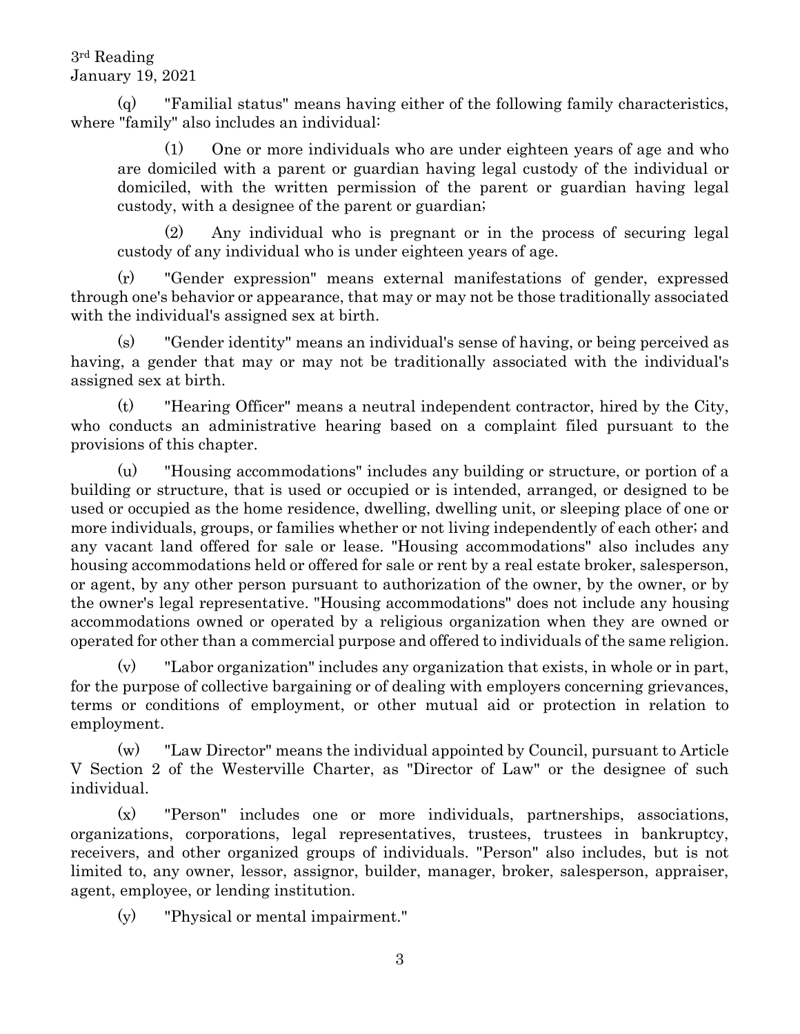(q) "Familial status" means having either of the following family characteristics, where "family" also includes an individual:

(1) One or more individuals who are under eighteen years of age and who are domiciled with a parent or guardian having legal custody of the individual or domiciled, with the written permission of the parent or guardian having legal custody, with a designee of the parent or guardian;

(2) Any individual who is pregnant or in the process of securing legal custody of any individual who is under eighteen years of age.

(r) "Gender expression" means external manifestations of gender, expressed through one's behavior or appearance, that may or may not be those traditionally associated with the individual's assigned sex at birth.

(s) "Gender identity" means an individual's sense of having, or being perceived as having, a gender that may or may not be traditionally associated with the individual's assigned sex at birth.

(t) "Hearing Officer" means a neutral independent contractor, hired by the City, who conducts an administrative hearing based on a complaint filed pursuant to the provisions of this chapter.

(u) "Housing accommodations" includes any building or structure, or portion of a building or structure, that is used or occupied or is intended, arranged, or designed to be used or occupied as the home residence, dwelling, dwelling unit, or sleeping place of one or more individuals, groups, or families whether or not living independently of each other; and any vacant land offered for sale or lease. "Housing accommodations" also includes any housing accommodations held or offered for sale or rent by a real estate broker, salesperson, or agent, by any other person pursuant to authorization of the owner, by the owner, or by the owner's legal representative. "Housing accommodations" does not include any housing accommodations owned or operated by a religious organization when they are owned or operated for other than a commercial purpose and offered to individuals of the same religion.

(v) "Labor organization" includes any organization that exists, in whole or in part, for the purpose of collective bargaining or of dealing with employers concerning grievances, terms or conditions of employment, or other mutual aid or protection in relation to employment.

(w) "Law Director" means the individual appointed by Council, pursuant to Article V Section 2 of the Westerville Charter, as "Director of Law" or the designee of such individual.

(x) "Person" includes one or more individuals, partnerships, associations, organizations, corporations, legal representatives, trustees, trustees in bankruptcy, receivers, and other organized groups of individuals. "Person" also includes, but is not limited to, any owner, lessor, assignor, builder, manager, broker, salesperson, appraiser, agent, employee, or lending institution.

(y) "Physical or mental impairment."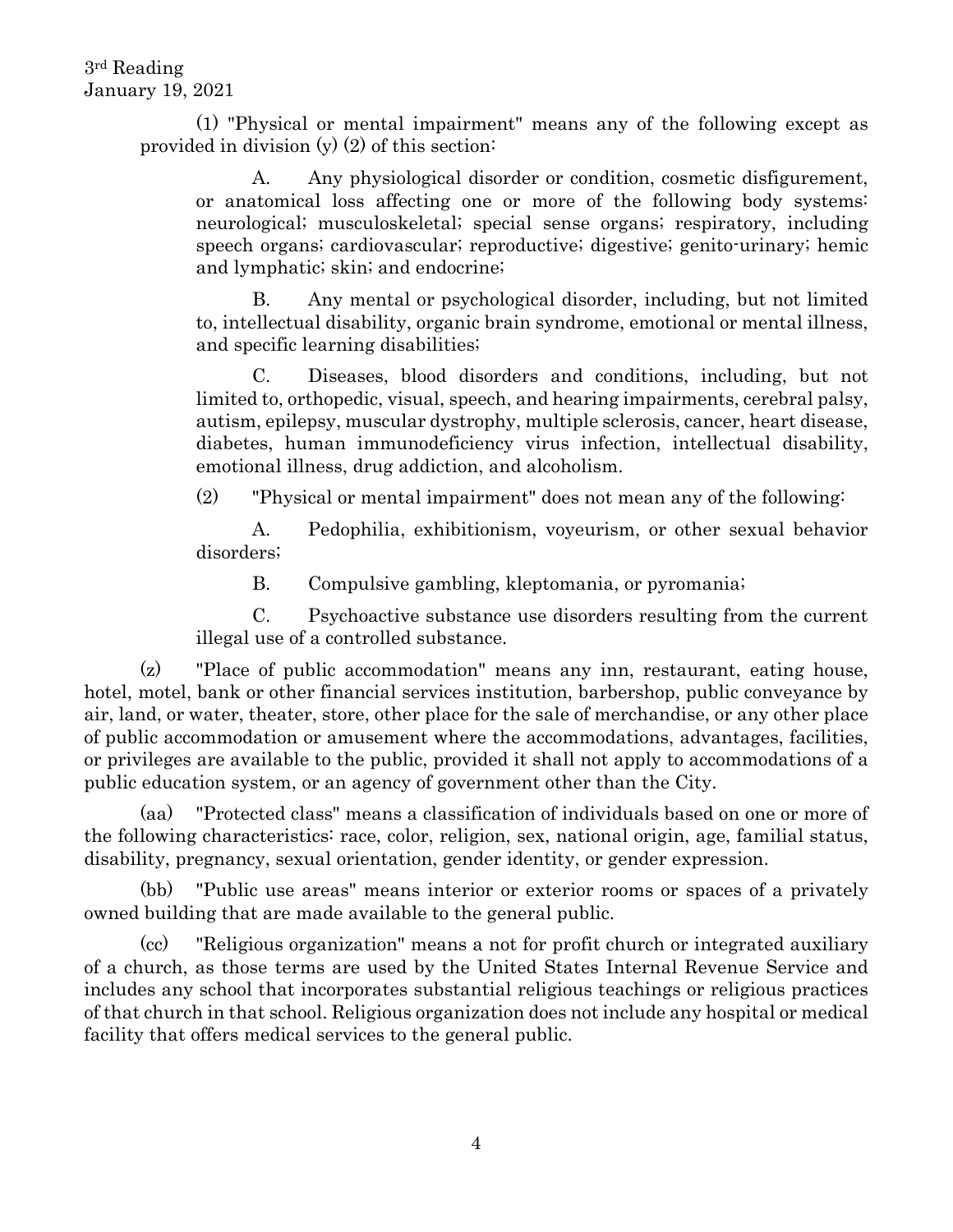(1) "Physical or mental impairment" means any of the following except as provided in division (y) (2) of this section:

A. Any physiological disorder or condition, cosmetic disfigurement, or anatomical loss affecting one or more of the following body systems: neurological; musculoskeletal; special sense organs; respiratory, including speech organs; cardiovascular; reproductive; digestive; genito-urinary; hemic and lymphatic; skin; and endocrine;

B. Any mental or psychological disorder, including, but not limited to, intellectual disability, organic brain syndrome, emotional or mental illness, and specific learning disabilities;

C. Diseases, blood disorders and conditions, including, but not limited to, orthopedic, visual, speech, and hearing impairments, cerebral palsy, autism, epilepsy, muscular dystrophy, multiple sclerosis, cancer, heart disease, diabetes, human immunodeficiency virus infection, intellectual disability, emotional illness, drug addiction, and alcoholism.

(2) "Physical or mental impairment" does not mean any of the following:

A. Pedophilia, exhibitionism, voyeurism, or other sexual behavior disorders;

B. Compulsive gambling, kleptomania, or pyromania;

C. Psychoactive substance use disorders resulting from the current illegal use of a controlled substance.

(z) "Place of public accommodation" means any inn, restaurant, eating house, hotel, motel, bank or other financial services institution, barbershop, public conveyance by air, land, or water, theater, store, other place for the sale of merchandise, or any other place of public accommodation or amusement where the accommodations, advantages, facilities, or privileges are available to the public, provided it shall not apply to accommodations of a public education system, or an agency of government other than the City.

(aa) "Protected class" means a classification of individuals based on one or more of the following characteristics: race, color, religion, sex, national origin, age, familial status, disability, pregnancy, sexual orientation, gender identity, or gender expression.

(bb) "Public use areas" means interior or exterior rooms or spaces of a privately owned building that are made available to the general public.

(cc) "Religious organization" means a not for profit church or integrated auxiliary of a church, as those terms are used by the United States Internal Revenue Service and includes any school that incorporates substantial religious teachings or religious practices of that church in that school. Religious organization does not include any hospital or medical facility that offers medical services to the general public.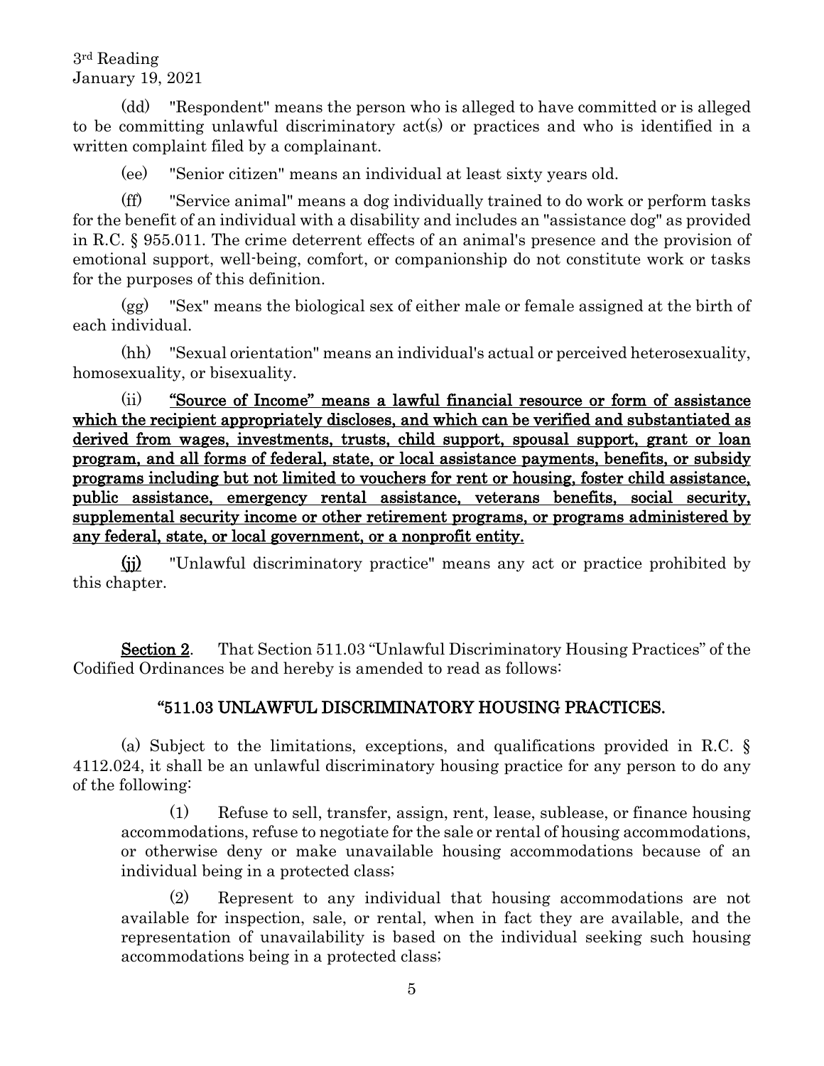(dd) "Respondent" means the person who is alleged to have committed or is alleged to be committing unlawful discriminatory act(s) or practices and who is identified in a written complaint filed by a complainant.

(ee) "Senior citizen" means an individual at least sixty years old.

(ff) "Service animal" means a dog individually trained to do work or perform tasks for the benefit of an individual with a disability and includes an "assistance dog" as provided in R.C. § 955.011. The crime deterrent effects of an animal's presence and the provision of emotional support, well-being, comfort, or companionship do not constitute work or tasks for the purposes of this definition.

(gg) "Sex" means the biological sex of either male or female assigned at the birth of each individual.

(hh) "Sexual orientation" means an individual's actual or perceived heterosexuality, homosexuality, or bisexuality.

(ii) **<u>"Source of Income" means a lawful financial resource or form of assistance which the recipient appropriately discloses, and which can be verified and substantiated as derived from wages, investments, trusts, child support, spousal support, grant or loan program, and all forms of federal, state, or local assistance payments, benefits, or subsidy programs including but not limited to vouchers for rent or housing, foster child assistance, public assistance, emergency rental assistance, veterans benefits, social security, supplemental security income or other retirement programs, or programs administered by any federal, state, or local government, or a nonprofit entity.</u>**

**<u>(jj)</u>** "Unlawful discriminatory practice" means any act or practice prohibited by this chapter.

**<u>Section 2</u>**. That Section 511.03 "Unlawful Discriminatory Housing Practices" of the Codified Ordinances be and hereby is amended to read as follows:

### "511.03 UNLAWFUL DISCRIMINATORY HOUSING PRACTICES.

(a) Subject to the limitations, exceptions, and qualifications provided in R.C. § 4112.024, it shall be an unlawful discriminatory housing practice for any person to do any of the following:

(1) Refuse to sell, transfer, assign, rent, lease, sublease, or finance housing accommodations, refuse to negotiate for the sale or rental of housing accommodations, or otherwise deny or make unavailable housing accommodations because of an individual being in a protected class;

(2) Represent to any individual that housing accommodations are not available for inspection, sale, or rental, when in fact they are available, and the representation of unavailability is based on the individual seeking such housing accommodations being in a protected class;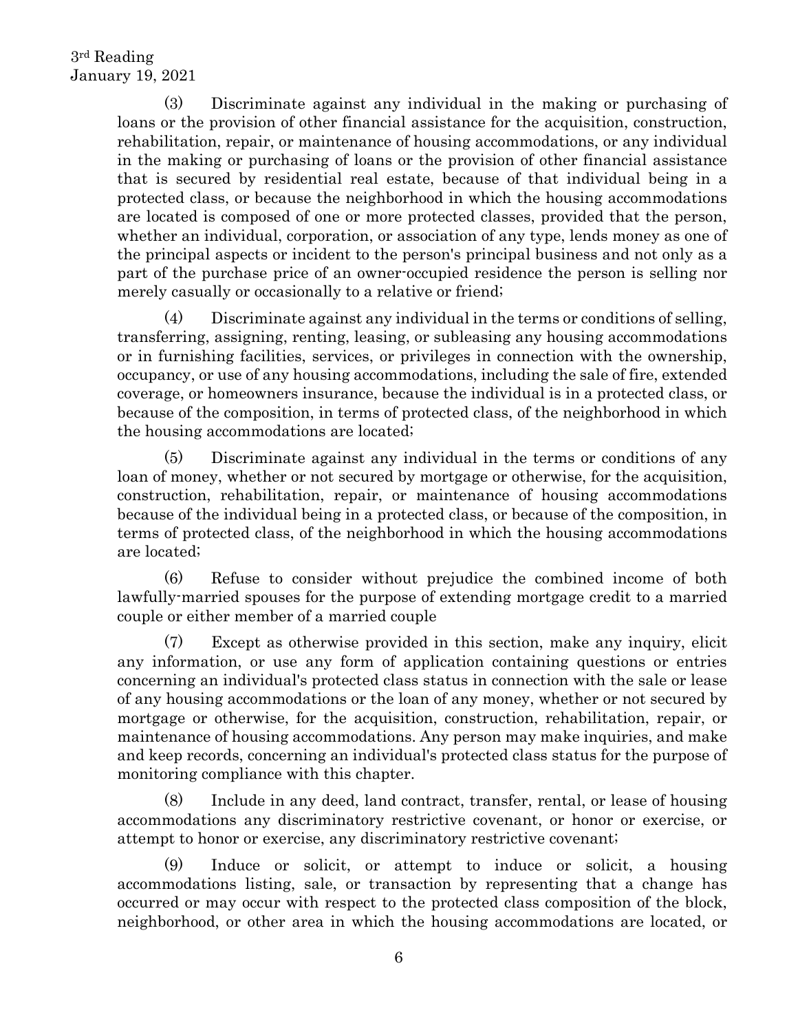(3) Discriminate against any individual in the making or purchasing of loans or the provision of other financial assistance for the acquisition, construction, rehabilitation, repair, or maintenance of housing accommodations, or any individual in the making or purchasing of loans or the provision of other financial assistance that is secured by residential real estate, because of that individual being in a protected class, or because the neighborhood in which the housing accommodations are located is composed of one or more protected classes, provided that the person, whether an individual, corporation, or association of any type, lends money as one of the principal aspects or incident to the person's principal business and not only as a part of the purchase price of an owner-occupied residence the person is selling nor merely casually or occasionally to a relative or friend;

(4) Discriminate against any individual in the terms or conditions of selling, transferring, assigning, renting, leasing, or subleasing any housing accommodations or in furnishing facilities, services, or privileges in connection with the ownership, occupancy, or use of any housing accommodations, including the sale of fire, extended coverage, or homeowners insurance, because the individual is in a protected class, or because of the composition, in terms of protected class, of the neighborhood in which the housing accommodations are located;

(5) Discriminate against any individual in the terms or conditions of any loan of money, whether or not secured by mortgage or otherwise, for the acquisition, construction, rehabilitation, repair, or maintenance of housing accommodations because of the individual being in a protected class, or because of the composition, in terms of protected class, of the neighborhood in which the housing accommodations are located;

(6) Refuse to consider without prejudice the combined income of both lawfully-married spouses for the purpose of extending mortgage credit to a married couple or either member of a married couple

(7) Except as otherwise provided in this section, make any inquiry, elicit any information, or use any form of application containing questions or entries concerning an individual's protected class status in connection with the sale or lease of any housing accommodations or the loan of any money, whether or not secured by mortgage or otherwise, for the acquisition, construction, rehabilitation, repair, or maintenance of housing accommodations. Any person may make inquiries, and make and keep records, concerning an individual's protected class status for the purpose of monitoring compliance with this chapter.

(8) Include in any deed, land contract, transfer, rental, or lease of housing accommodations any discriminatory restrictive covenant, or honor or exercise, or attempt to honor or exercise, any discriminatory restrictive covenant;

(9) Induce or solicit, or attempt to induce or solicit, a housing accommodations listing, sale, or transaction by representing that a change has occurred or may occur with respect to the protected class composition of the block, neighborhood, or other area in which the housing accommodations are located, or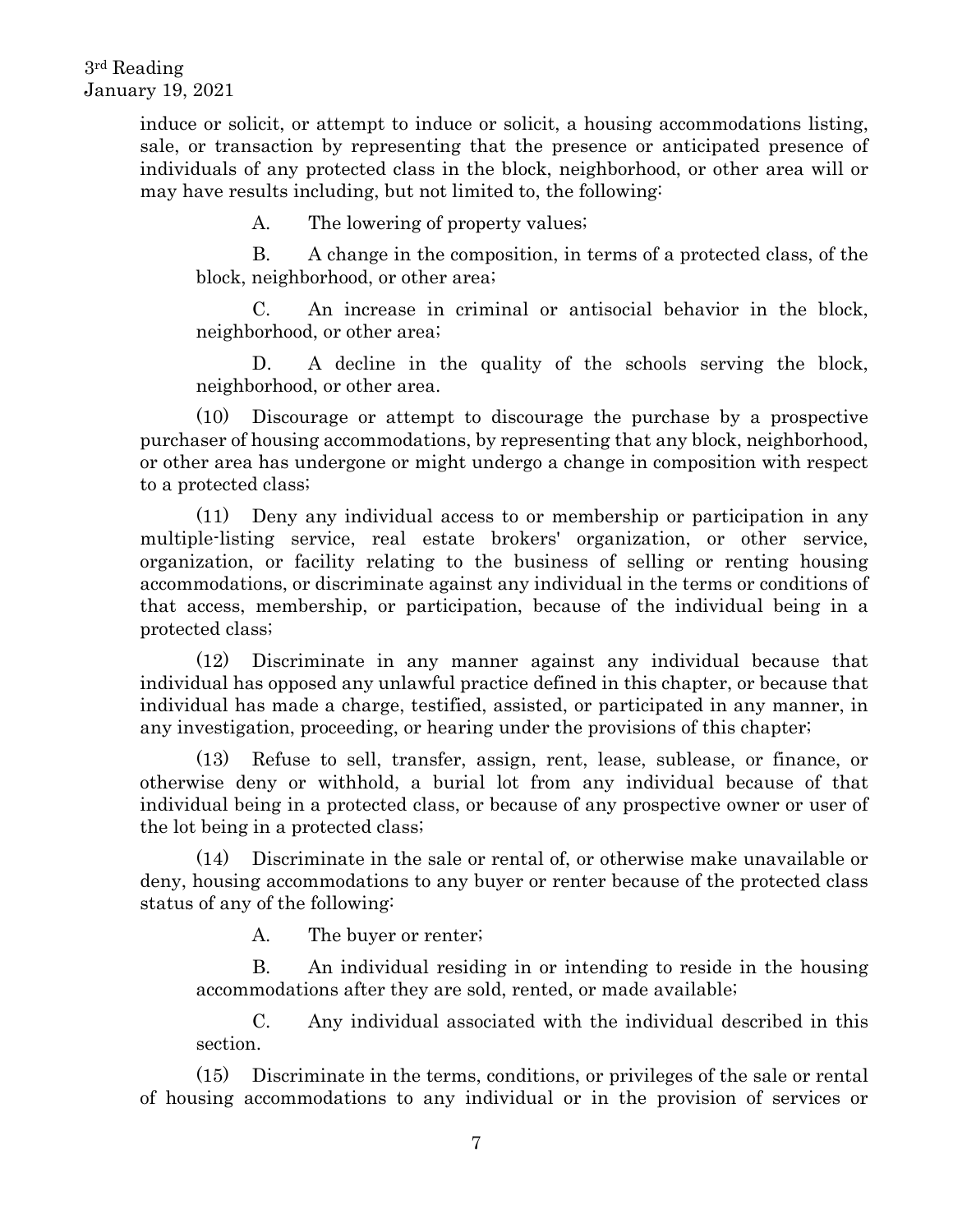induce or solicit, or attempt to induce or solicit, a housing accommodations listing, sale, or transaction by representing that the presence or anticipated presence of individuals of any protected class in the block, neighborhood, or other area will or may have results including, but not limited to, the following:

A. The lowering of property values;

B. A change in the composition, in terms of a protected class, of the block, neighborhood, or other area;

C. An increase in criminal or antisocial behavior in the block, neighborhood, or other area;

D. A decline in the quality of the schools serving the block, neighborhood, or other area.

(10) Discourage or attempt to discourage the purchase by a prospective purchaser of housing accommodations, by representing that any block, neighborhood, or other area has undergone or might undergo a change in composition with respect to a protected class;

(11) Deny any individual access to or membership or participation in any multiple-listing service, real estate brokers' organization, or other service, organization, or facility relating to the business of selling or renting housing accommodations, or discriminate against any individual in the terms or conditions of that access, membership, or participation, because of the individual being in a protected class;

(12) Discriminate in any manner against any individual because that individual has opposed any unlawful practice defined in this chapter, or because that individual has made a charge, testified, assisted, or participated in any manner, in any investigation, proceeding, or hearing under the provisions of this chapter;

(13) Refuse to sell, transfer, assign, rent, lease, sublease, or finance, or otherwise deny or withhold, a burial lot from any individual because of that individual being in a protected class, or because of any prospective owner or user of the lot being in a protected class;

(14) Discriminate in the sale or rental of, or otherwise make unavailable or deny, housing accommodations to any buyer or renter because of the protected class status of any of the following:

A. The buyer or renter;

B. An individual residing in or intending to reside in the housing accommodations after they are sold, rented, or made available;

C. Any individual associated with the individual described in this section.

(15) Discriminate in the terms, conditions, or privileges of the sale or rental of housing accommodations to any individual or in the provision of services or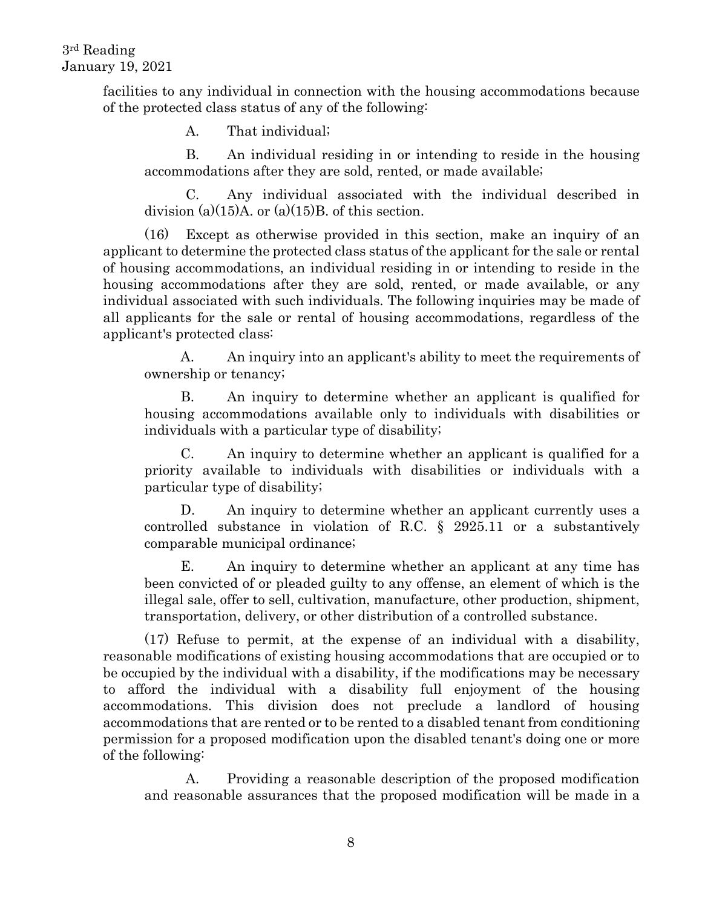facilities to any individual in connection with the housing accommodations because of the protected class status of any of the following:

A. That individual;

B. An individual residing in or intending to reside in the housing accommodations after they are sold, rented, or made available;

C. Any individual associated with the individual described in division (a)(15)A. or (a)(15)B. of this section.

(16) Except as otherwise provided in this section, make an inquiry of an applicant to determine the protected class status of the applicant for the sale or rental of housing accommodations, an individual residing in or intending to reside in the housing accommodations after they are sold, rented, or made available, or any individual associated with such individuals. The following inquiries may be made of all applicants for the sale or rental of housing accommodations, regardless of the applicant's protected class:

A. An inquiry into an applicant's ability to meet the requirements of ownership or tenancy;

B. An inquiry to determine whether an applicant is qualified for housing accommodations available only to individuals with disabilities or individuals with a particular type of disability;

C. An inquiry to determine whether an applicant is qualified for a priority available to individuals with disabilities or individuals with a particular type of disability;

D. An inquiry to determine whether an applicant currently uses a controlled substance in violation of R.C. § 2925.11 or a substantively comparable municipal ordinance;

E. An inquiry to determine whether an applicant at any time has been convicted of or pleaded guilty to any offense, an element of which is the illegal sale, offer to sell, cultivation, manufacture, other production, shipment, transportation, delivery, or other distribution of a controlled substance.

(17) Refuse to permit, at the expense of an individual with a disability, reasonable modifications of existing housing accommodations that are occupied or to be occupied by the individual with a disability, if the modifications may be necessary to afford the individual with a disability full enjoyment of the housing accommodations. This division does not preclude a landlord of housing accommodations that are rented or to be rented to a disabled tenant from conditioning permission for a proposed modification upon the disabled tenant's doing one or more of the following:

A. Providing a reasonable description of the proposed modification and reasonable assurances that the proposed modification will be made in a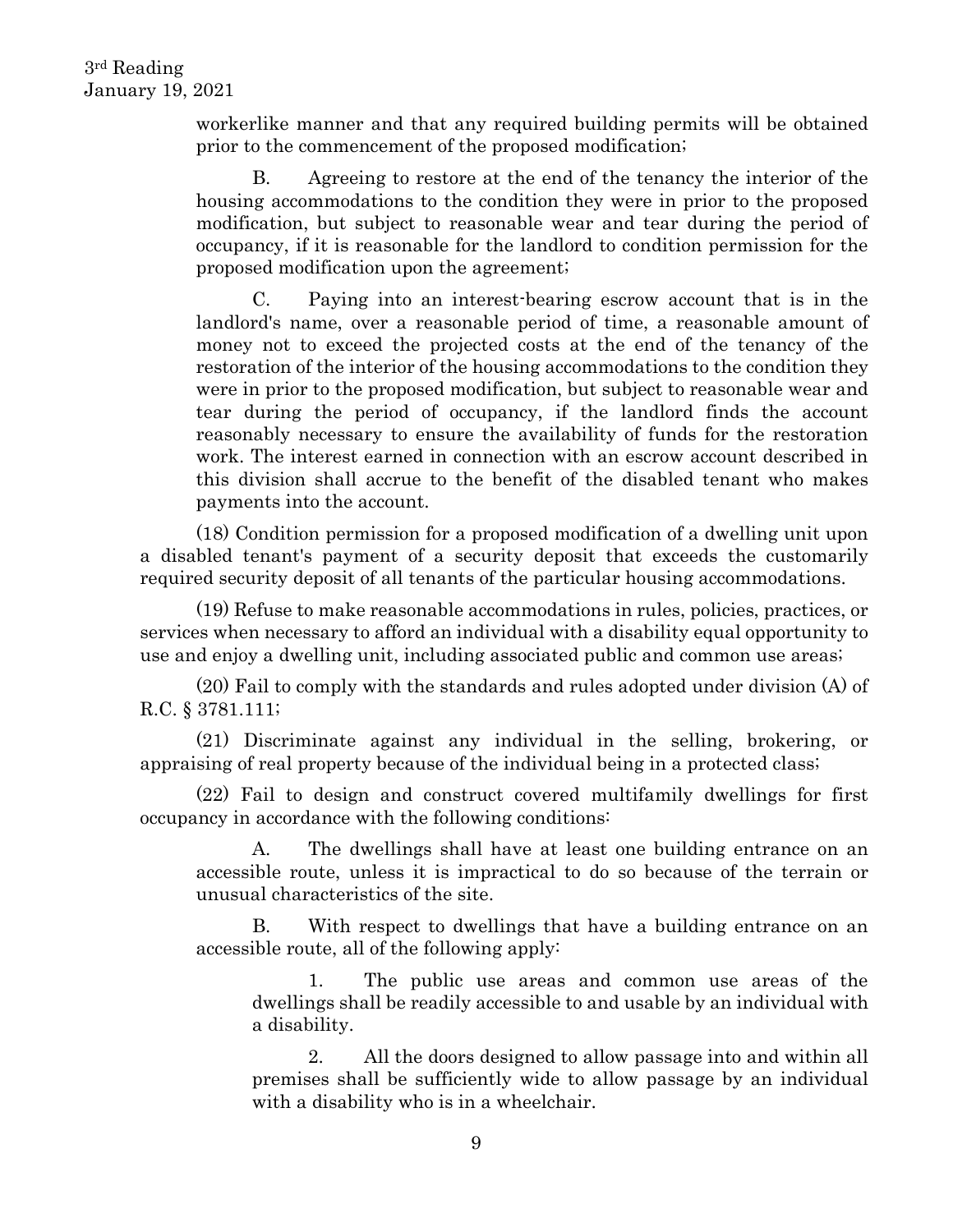workerlike manner and that any required building permits will be obtained prior to the commencement of the proposed modification;

B. Agreeing to restore at the end of the tenancy the interior of the housing accommodations to the condition they were in prior to the proposed modification, but subject to reasonable wear and tear during the period of occupancy, if it is reasonable for the landlord to condition permission for the proposed modification upon the agreement;

C. Paying into an interest-bearing escrow account that is in the landlord's name, over a reasonable period of time, a reasonable amount of money not to exceed the projected costs at the end of the tenancy of the restoration of the interior of the housing accommodations to the condition they were in prior to the proposed modification, but subject to reasonable wear and tear during the period of occupancy, if the landlord finds the account reasonably necessary to ensure the availability of funds for the restoration work. The interest earned in connection with an escrow account described in this division shall accrue to the benefit of the disabled tenant who makes payments into the account.

(18) Condition permission for a proposed modification of a dwelling unit upon a disabled tenant's payment of a security deposit that exceeds the customarily required security deposit of all tenants of the particular housing accommodations.

(19) Refuse to make reasonable accommodations in rules, policies, practices, or services when necessary to afford an individual with a disability equal opportunity to use and enjoy a dwelling unit, including associated public and common use areas;

(20) Fail to comply with the standards and rules adopted under division (A) of R.C. § 3781.111;

(21) Discriminate against any individual in the selling, brokering, or appraising of real property because of the individual being in a protected class;

(22) Fail to design and construct covered multifamily dwellings for first occupancy in accordance with the following conditions:

A. The dwellings shall have at least one building entrance on an accessible route, unless it is impractical to do so because of the terrain or unusual characteristics of the site.

B. With respect to dwellings that have a building entrance on an accessible route, all of the following apply:

1. The public use areas and common use areas of the dwellings shall be readily accessible to and usable by an individual with a disability.

2. All the doors designed to allow passage into and within all premises shall be sufficiently wide to allow passage by an individual with a disability who is in a wheelchair.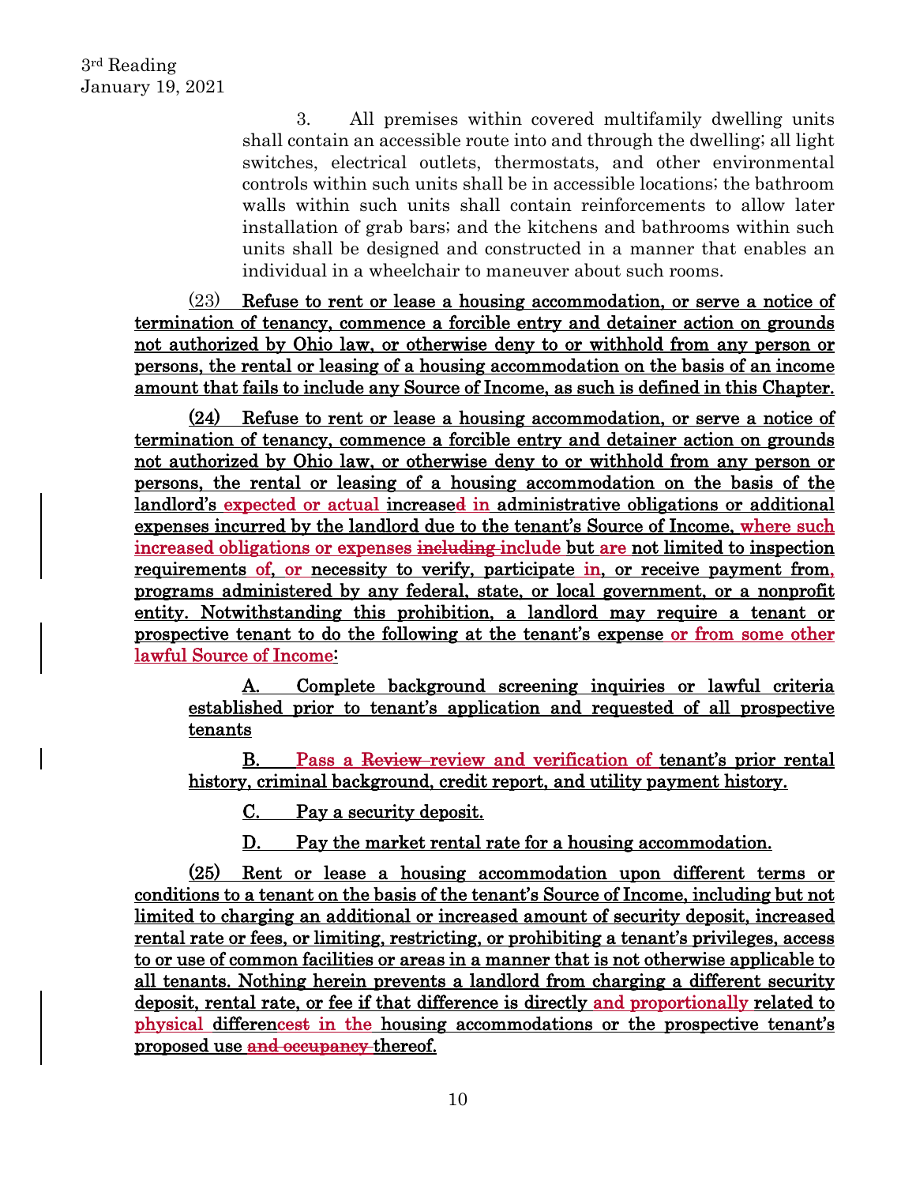3rd Reading
January 19, 2021

3. All premises within covered multifamily dwelling units shall contain an accessible route into and through the dwelling; all light switches, electrical outlets, thermostats, and other environmental controls within such units shall be in accessible locations; the bathroom walls within such units shall contain reinforcements to allow later installation of grab bars; and the kitchens and bathrooms within such units shall be designed and constructed in a manner that enables an individual in a wheelchair to maneuver about such rooms.

(23) Refuse to rent or lease a housing accommodation, or serve a notice of termination of tenancy, commence a forcible entry and detainer action on grounds not authorized by Ohio law, or otherwise deny to or withhold from any person or persons, the rental or leasing of a housing accommodation on the basis of an income amount that fails to include any Source of Income, as such is defined in this Chapter.

(24) Refuse to rent or lease a housing accommodation, or serve a notice of termination of tenancy, commence a forcible entry and detainer action on grounds not authorized by Ohio law, or otherwise deny to or withhold from any person or persons, the rental or leasing of a housing accommodation on the basis of the landlord's expected or actual increased in administrative obligations or additional expenses incurred by the landlord due to the tenant's Source of Income, where such increased obligations or expenses ~~including~~ include but are not limited to inspection requirements of, or necessity to verify, participate in, or receive payment from, programs administered by any federal, state, or local government, or a nonprofit entity. Notwithstanding this prohibition, a landlord may require a tenant or prospective tenant to do the following at the tenant's expense or from some other lawful Source of Income:

A. Complete background screening inquiries or lawful criteria established prior to tenant's application and requested of all prospective tenants

B. Pass a ~~Review~~ review and verification of tenant's prior rental history, criminal background, credit report, and utility payment history.

C. Pay a security deposit.

D. Pay the market rental rate for a housing accommodation.

(25) Rent or lease a housing accommodation upon different terms or conditions to a tenant on the basis of the tenant's Source of Income, including but not limited to charging an additional or increased amount of security deposit, increased rental rate or fees, or limiting, restricting, or prohibiting a tenant's privileges, access to or use of common facilities or areas in a manner that is not otherwise applicable to all tenants. Nothing herein prevents a landlord from charging a different security deposit, rental rate, or fee if that difference is directly and proportionally related to physical differences in the housing accommodations or the prospective tenant's proposed use ~~and occupancy~~ thereof.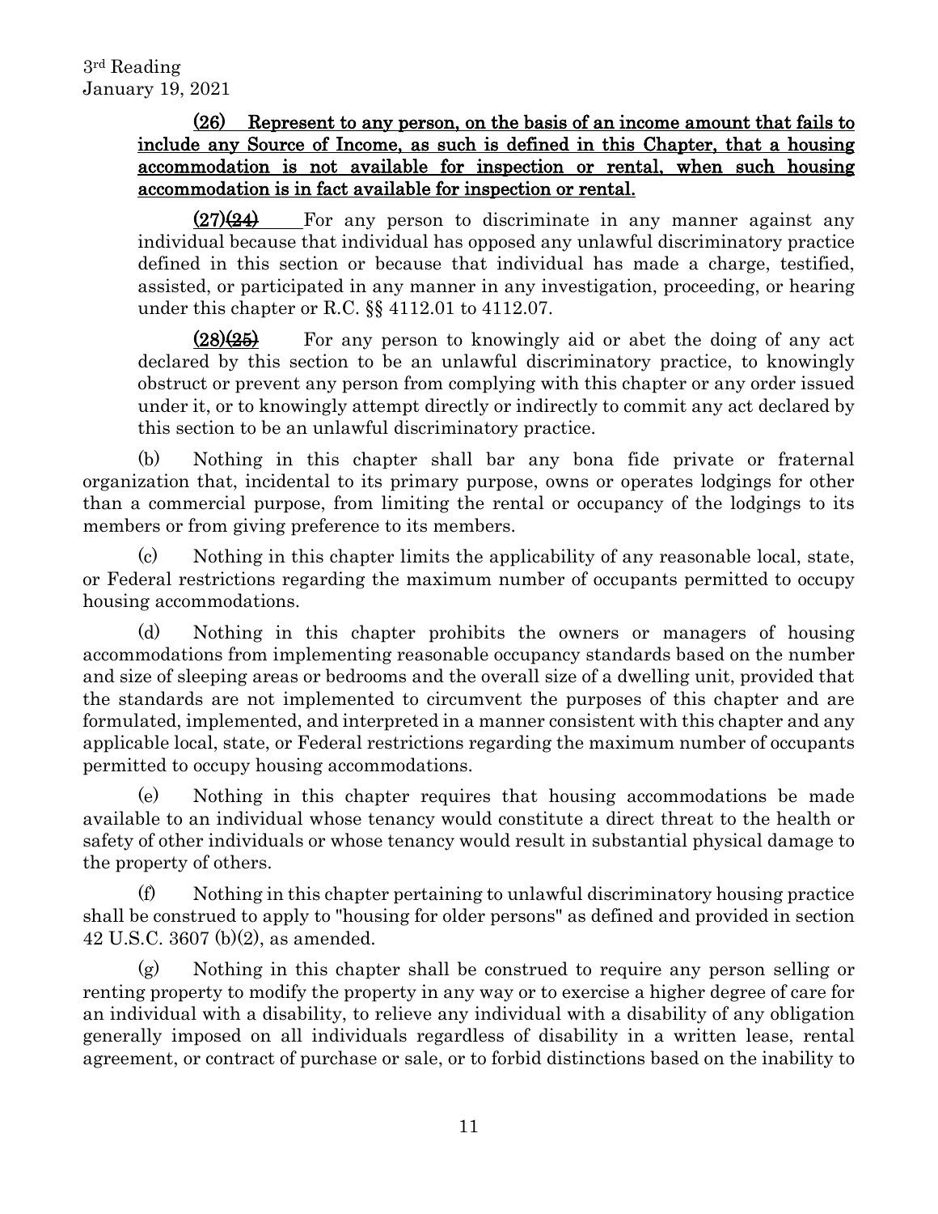3rd Reading
January 19, 2021

**(26) Represent to any person, on the basis of an income amount that fails to include any Source of Income, as such is defined in this Chapter, that a housing accommodation is not available for inspection or rental, when such housing accommodation is in fact available for inspection or rental.**

(27)~~(24)~~ For any person to discriminate in any manner against any individual because that individual has opposed any unlawful discriminatory practice defined in this section or because that individual has made a charge, testified, assisted, or participated in any manner in any investigation, proceeding, or hearing under this chapter or R.C. §§ 4112.01 to 4112.07.

(28)~~(25)~~ For any person to knowingly aid or abet the doing of any act declared by this section to be an unlawful discriminatory practice, to knowingly obstruct or prevent any person from complying with this chapter or any order issued under it, or to knowingly attempt directly or indirectly to commit any act declared by this section to be an unlawful discriminatory practice.

(b) Nothing in this chapter shall bar any bona fide private or fraternal organization that, incidental to its primary purpose, owns or operates lodgings for other than a commercial purpose, from limiting the rental or occupancy of the lodgings to its members or from giving preference to its members.

(c) Nothing in this chapter limits the applicability of any reasonable local, state, or Federal restrictions regarding the maximum number of occupants permitted to occupy housing accommodations.

(d) Nothing in this chapter prohibits the owners or managers of housing accommodations from implementing reasonable occupancy standards based on the number and size of sleeping areas or bedrooms and the overall size of a dwelling unit, provided that the standards are not implemented to circumvent the purposes of this chapter and are formulated, implemented, and interpreted in a manner consistent with this chapter and any applicable local, state, or Federal restrictions regarding the maximum number of occupants permitted to occupy housing accommodations.

(e) Nothing in this chapter requires that housing accommodations be made available to an individual whose tenancy would constitute a direct threat to the health or safety of other individuals or whose tenancy would result in substantial physical damage to the property of others.

(f) Nothing in this chapter pertaining to unlawful discriminatory housing practice shall be construed to apply to "housing for older persons" as defined and provided in section 42 U.S.C. 3607 (b)(2), as amended.

(g) Nothing in this chapter shall be construed to require any person selling or renting property to modify the property in any way or to exercise a higher degree of care for an individual with a disability, to relieve any individual with a disability of any obligation generally imposed on all individuals regardless of disability in a written lease, rental agreement, or contract of purchase or sale, or to forbid distinctions based on the inability to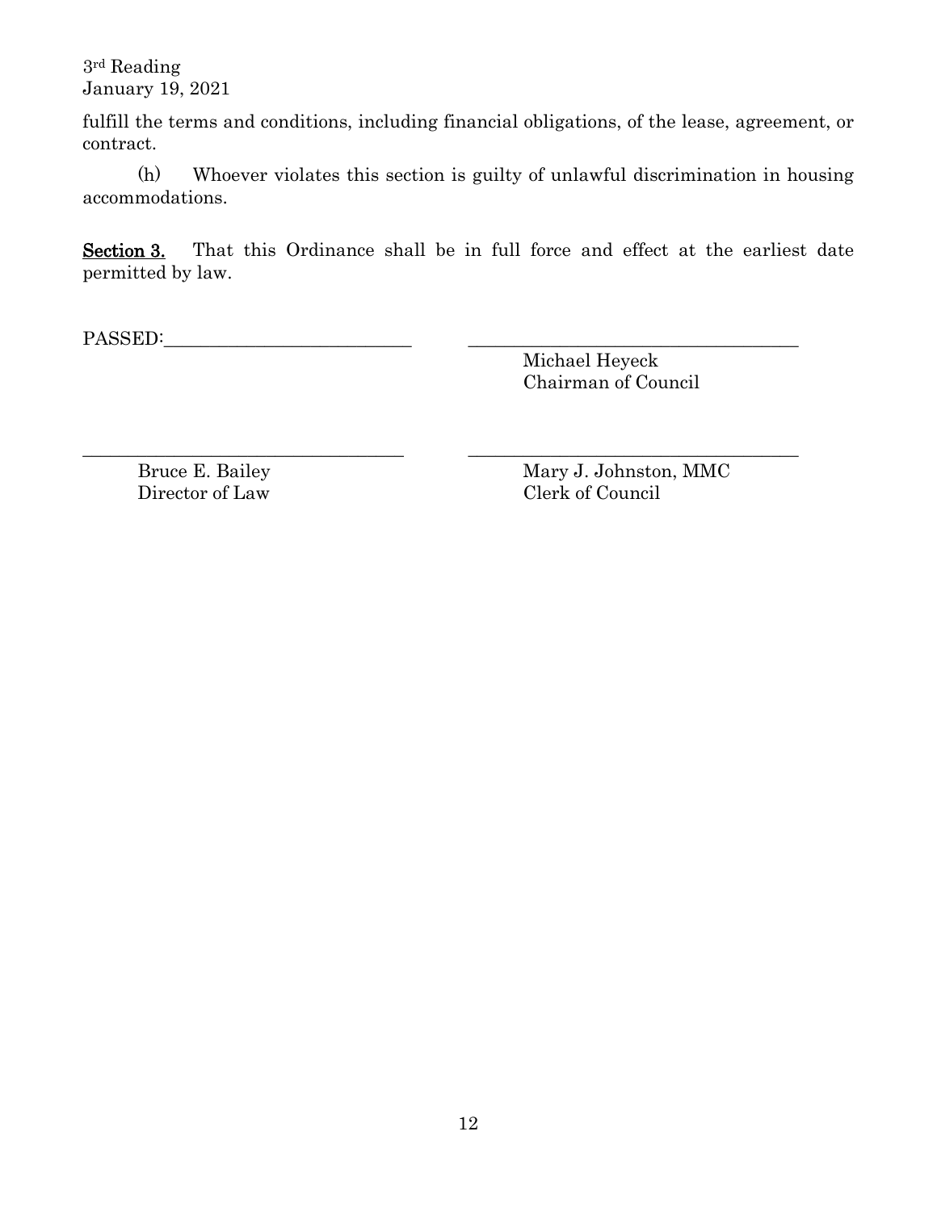3rd Reading
January 19, 2021

fulfill the terms and conditions, including financial obligations, of the lease, agreement, or contract.

(h) Whoever violates this section is guilty of unlawful discrimination in housing accommodations.

**Section 3.** That this Ordinance shall be in full force and effect at the earliest date permitted by law.

PASSED:\_\_\_\_\_\_\_\_\_\_\_\_\_\_\_\_\_\_\_\_\_\_\_\_\_\_\_ \_\_\_\_\_\_\_\_\_\_\_\_\_\_\_\_\_\_\_\_\_\_\_\_\_\_\_\_\_\_\_\_\_\_\_\_

Michael Heyeck
Chairman of Council

\_\_\_\_\_\_\_\_\_\_\_\_\_\_\_\_\_\_\_\_\_\_\_\_\_\_\_\_\_\_\_\_\_\_\_\_ \_\_\_\_\_\_\_\_\_\_\_\_\_\_\_\_\_\_\_\_\_\_\_\_\_\_\_\_\_\_\_\_\_\_\_\_

Bruce E. Bailey
Director of Law

Mary J. Johnston, MMC
Clerk of Council